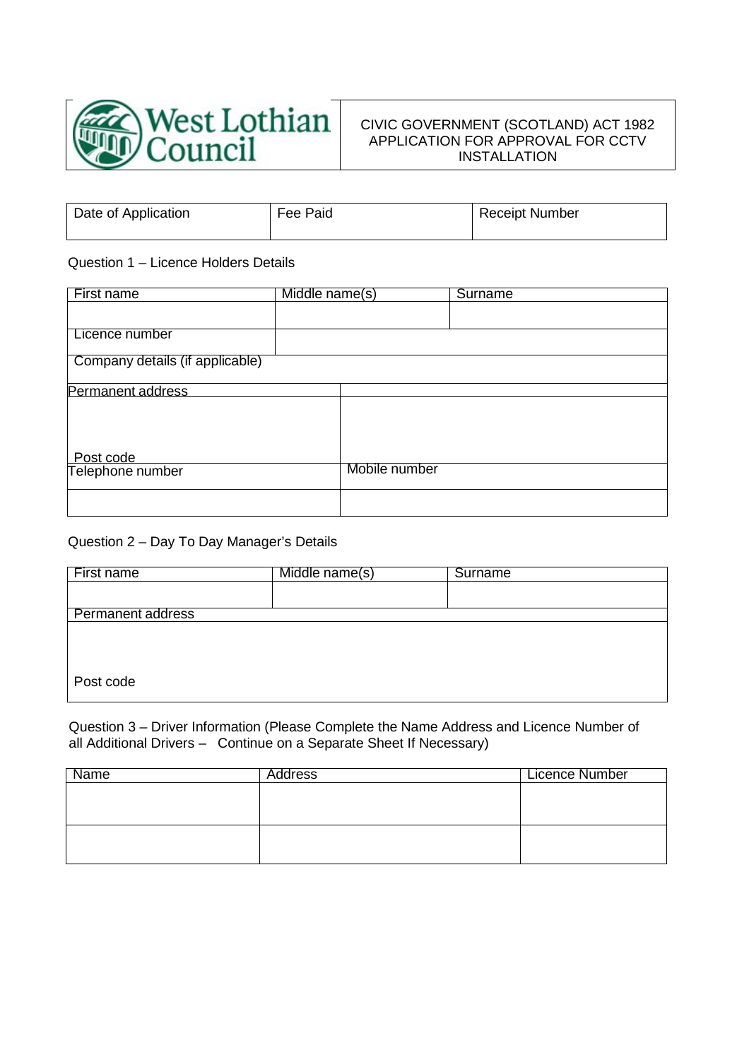West Lothian Council

# CIVIC GOVERNMENT (SCOTLAND) ACT 1982 APPLICATION FOR APPROVAL FOR CCTV INSTALLATION

| Date of Application | Fee Paid | Receipt Number |
|---|---|---|
| | | |

Question 1 – Licence Holders Details

| First name | Middle name(s) | Surname |
|---|---|---|
| | | |
| Licence number | | |
| Company details (if applicable) | | |
| Permanent address | | |
| Post code | | |
| Telephone number | Mobile number | |
| | | |

Question 2 – Day To Day Manager's Details

| First name | Middle name(s) | Surname |
|---|---|---|
| | | |
| Permanent address | | |
| Post code | | |

Question 3 – Driver Information (Please Complete the Name Address and Licence Number of all Additional Drivers – Continue on a Separate Sheet If Necessary)

| Name | Address | Licence Number |
|---|---|---|
| | | |
| | | |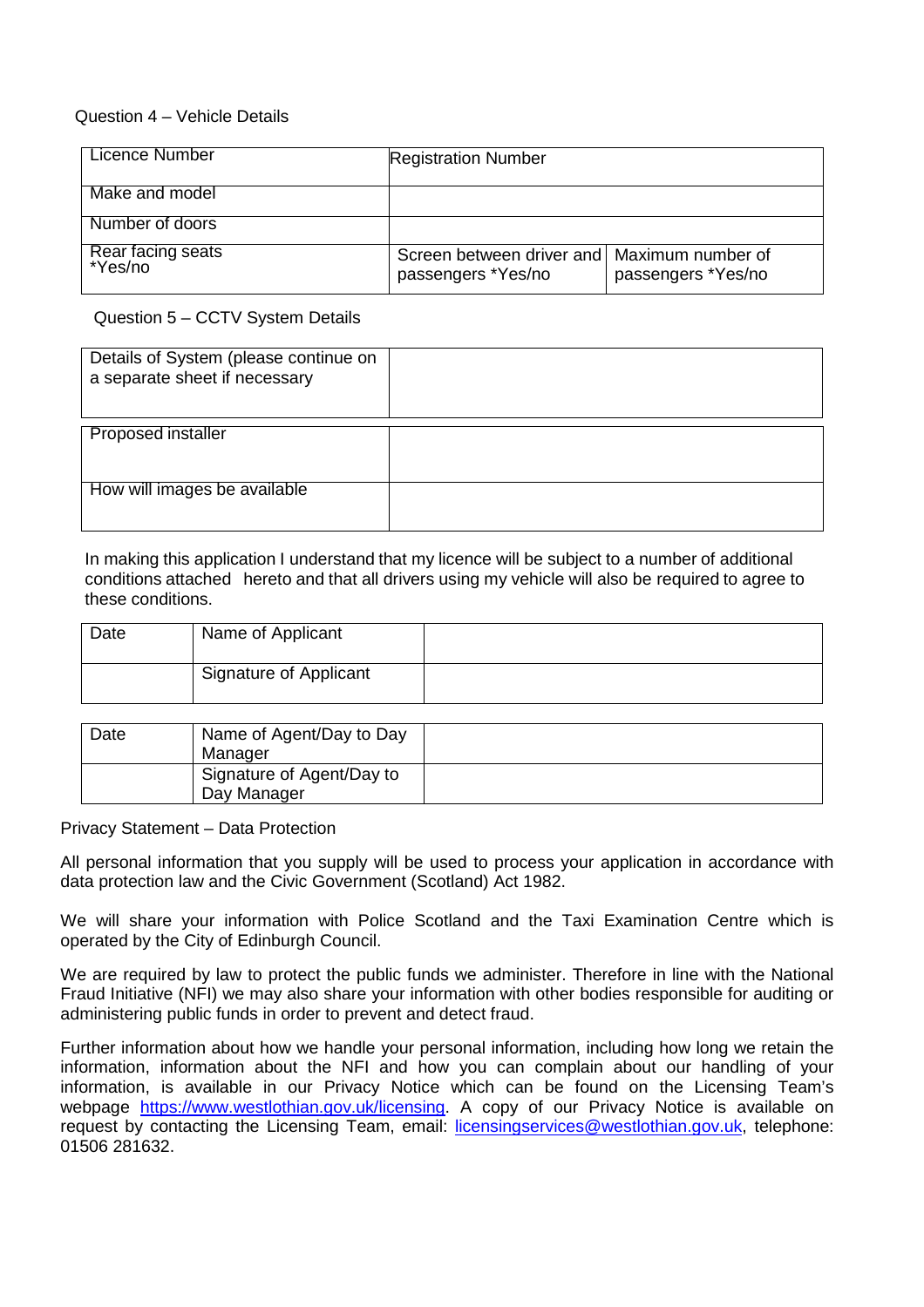Question 4 – Vehicle Details

| Licence Number | Registration Number | |
|---|---|---|
| Make and model | | |
| Number of doors | | |
| Rear facing seats *Yes/no | Screen between driver and passengers *Yes/no | Maximum number of passengers *Yes/no |

Question 5 – CCTV System Details

| Details of System (please continue on a separate sheet if necessary | |
|---|---|

| Proposed installer | |
|---|---|
| How will images be available | |

In making this application I understand that my licence will be subject to a number of additional conditions attached hereto and that all drivers using my vehicle will also be required to agree to these conditions.

| Date | Name of Applicant | |
|---|---|---|
| | Signature of Applicant | |

| Date | Name of Agent/Day to Day Manager | |
|---|---|---|
| | Signature of Agent/Day to Day Manager | |

Privacy Statement – Data Protection

All personal information that you supply will be used to process your application in accordance with data protection law and the Civic Government (Scotland) Act 1982.

We will share your information with Police Scotland and the Taxi Examination Centre which is operated by the City of Edinburgh Council.

We are required by law to protect the public funds we administer. Therefore in line with the National Fraud Initiative (NFI) we may also share your information with other bodies responsible for auditing or administering public funds in order to prevent and detect fraud.

Further information about how we handle your personal information, including how long we retain the information, information about the NFI and how you can complain about our handling of your information, is available in our Privacy Notice which can be found on the Licensing Team's webpage https://www.westlothian.gov.uk/licensing. A copy of our Privacy Notice is available on request by contacting the Licensing Team, email: licensingservices@westlothian.gov.uk, telephone: 01506 281632.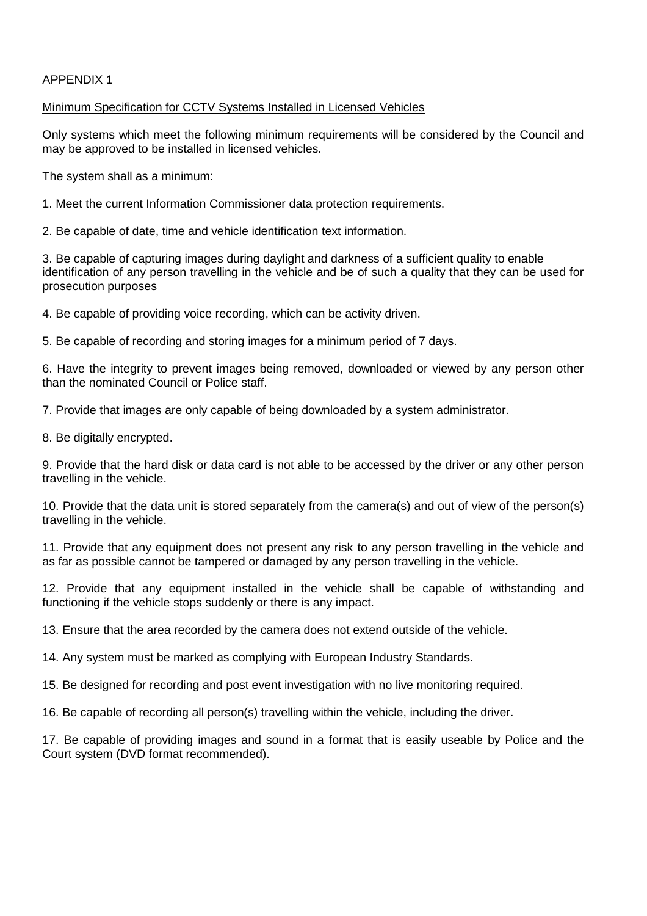APPENDIX 1

Minimum Specification for CCTV Systems Installed in Licensed Vehicles

Only systems which meet the following minimum requirements will be considered by the Council and may be approved to be installed in licensed vehicles.

The system shall as a minimum:

1. Meet the current Information Commissioner data protection requirements.

2. Be capable of date, time and vehicle identification text information.

3. Be capable of capturing images during daylight and darkness of a sufficient quality to enable identification of any person travelling in the vehicle and be of such a quality that they can be used for prosecution purposes

4. Be capable of providing voice recording, which can be activity driven.

5. Be capable of recording and storing images for a minimum period of 7 days.

6. Have the integrity to prevent images being removed, downloaded or viewed by any person other than the nominated Council or Police staff.

7. Provide that images are only capable of being downloaded by a system administrator.

8. Be digitally encrypted.

9. Provide that the hard disk or data card is not able to be accessed by the driver or any other person travelling in the vehicle.

10. Provide that the data unit is stored separately from the camera(s) and out of view of the person(s) travelling in the vehicle.

11. Provide that any equipment does not present any risk to any person travelling in the vehicle and as far as possible cannot be tampered or damaged by any person travelling in the vehicle.

12. Provide that any equipment installed in the vehicle shall be capable of withstanding and functioning if the vehicle stops suddenly or there is any impact.

13. Ensure that the area recorded by the camera does not extend outside of the vehicle.

14. Any system must be marked as complying with European Industry Standards.

15. Be designed for recording and post event investigation with no live monitoring required.

16. Be capable of recording all person(s) travelling within the vehicle, including the driver.

17. Be capable of providing images and sound in a format that is easily useable by Police and the Court system (DVD format recommended).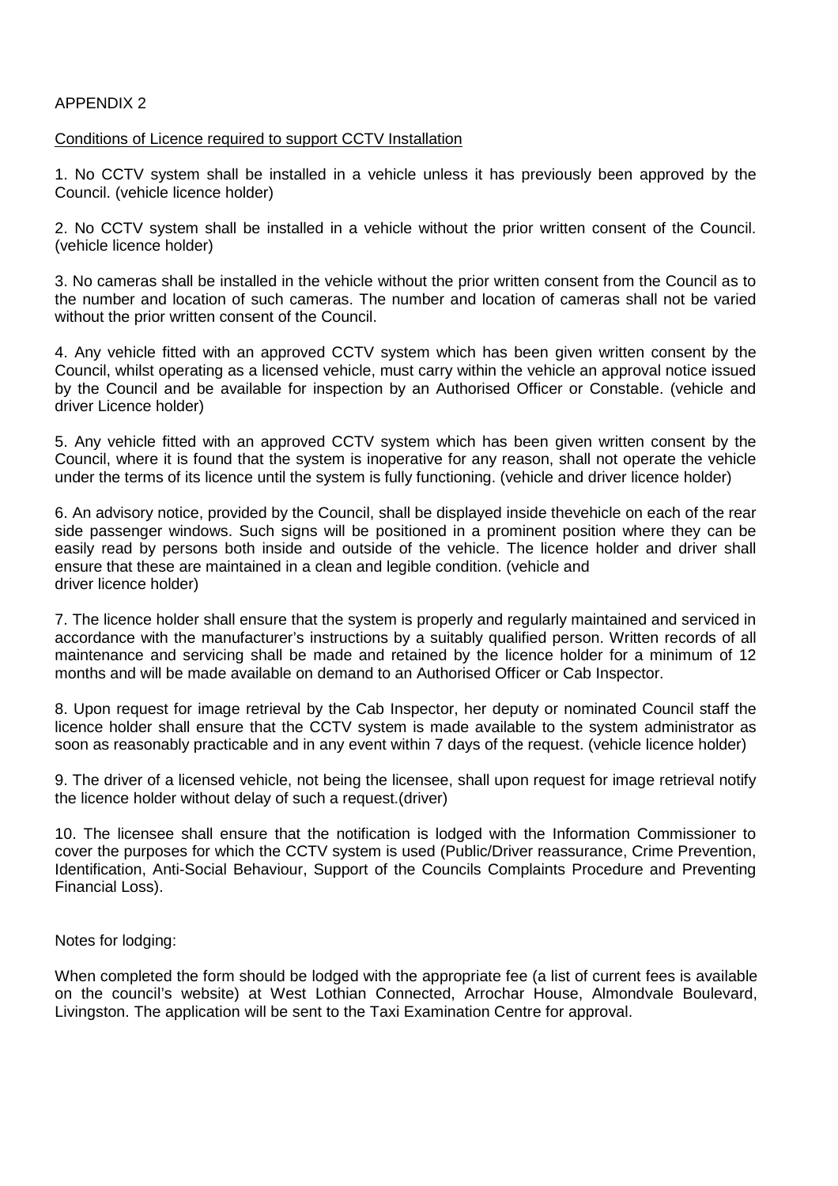APPENDIX 2

Conditions of Licence required to support CCTV Installation

1. No CCTV system shall be installed in a vehicle unless it has previously been approved by the Council. (vehicle licence holder)

2. No CCTV system shall be installed in a vehicle without the prior written consent of the Council. (vehicle licence holder)

3. No cameras shall be installed in the vehicle without the prior written consent from the Council as to the number and location of such cameras. The number and location of cameras shall not be varied without the prior written consent of the Council.

4. Any vehicle fitted with an approved CCTV system which has been given written consent by the Council, whilst operating as a licensed vehicle, must carry within the vehicle an approval notice issued by the Council and be available for inspection by an Authorised Officer or Constable. (vehicle and driver Licence holder)

5. Any vehicle fitted with an approved CCTV system which has been given written consent by the Council, where it is found that the system is inoperative for any reason, shall not operate the vehicle under the terms of its licence until the system is fully functioning. (vehicle and driver licence holder)

6. An advisory notice, provided by the Council, shall be displayed inside thevehicle on each of the rear side passenger windows. Such signs will be positioned in a prominent position where they can be easily read by persons both inside and outside of the vehicle. The licence holder and driver shall ensure that these are maintained in a clean and legible condition. (vehicle and driver licence holder)

7. The licence holder shall ensure that the system is properly and regularly maintained and serviced in accordance with the manufacturer's instructions by a suitably qualified person. Written records of all maintenance and servicing shall be made and retained by the licence holder for a minimum of 12 months and will be made available on demand to an Authorised Officer or Cab Inspector.

8. Upon request for image retrieval by the Cab Inspector, her deputy or nominated Council staff the licence holder shall ensure that the CCTV system is made available to the system administrator as soon as reasonably practicable and in any event within 7 days of the request. (vehicle licence holder)

9. The driver of a licensed vehicle, not being the licensee, shall upon request for image retrieval notify the licence holder without delay of such a request.(driver)

10. The licensee shall ensure that the notification is lodged with the Information Commissioner to cover the purposes for which the CCTV system is used (Public/Driver reassurance, Crime Prevention, Identification, Anti-Social Behaviour, Support of the Councils Complaints Procedure and Preventing Financial Loss).

Notes for lodging:

When completed the form should be lodged with the appropriate fee (a list of current fees is available on the council's website) at West Lothian Connected, Arrochar House, Almondvale Boulevard, Livingston. The application will be sent to the Taxi Examination Centre for approval.